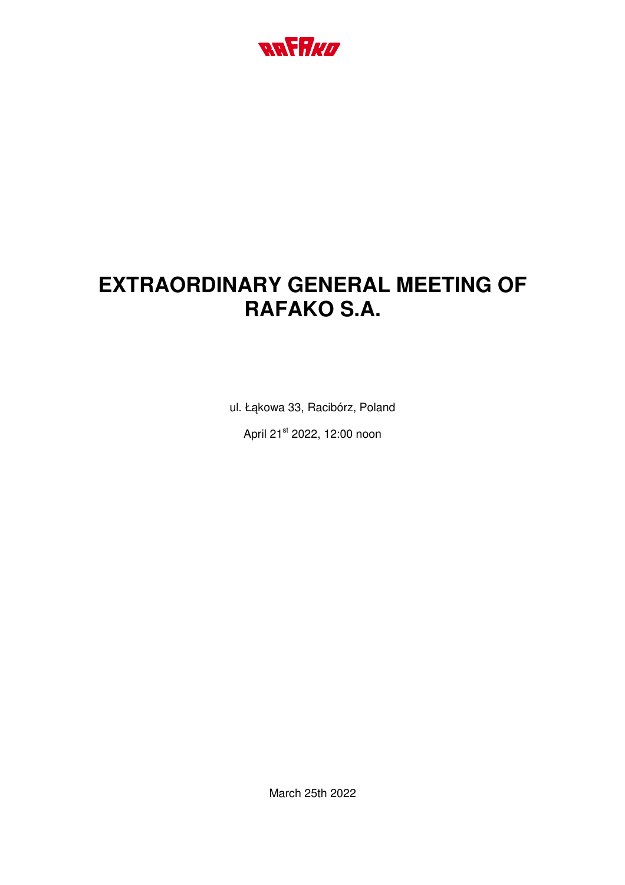RAFAKO

# EXTRAORDINARY GENERAL MEETING OF RAFAKO S.A.

ul. Łąkowa 33, Racibórz, Poland

April 21st 2022, 12:00 noon

March 25th 2022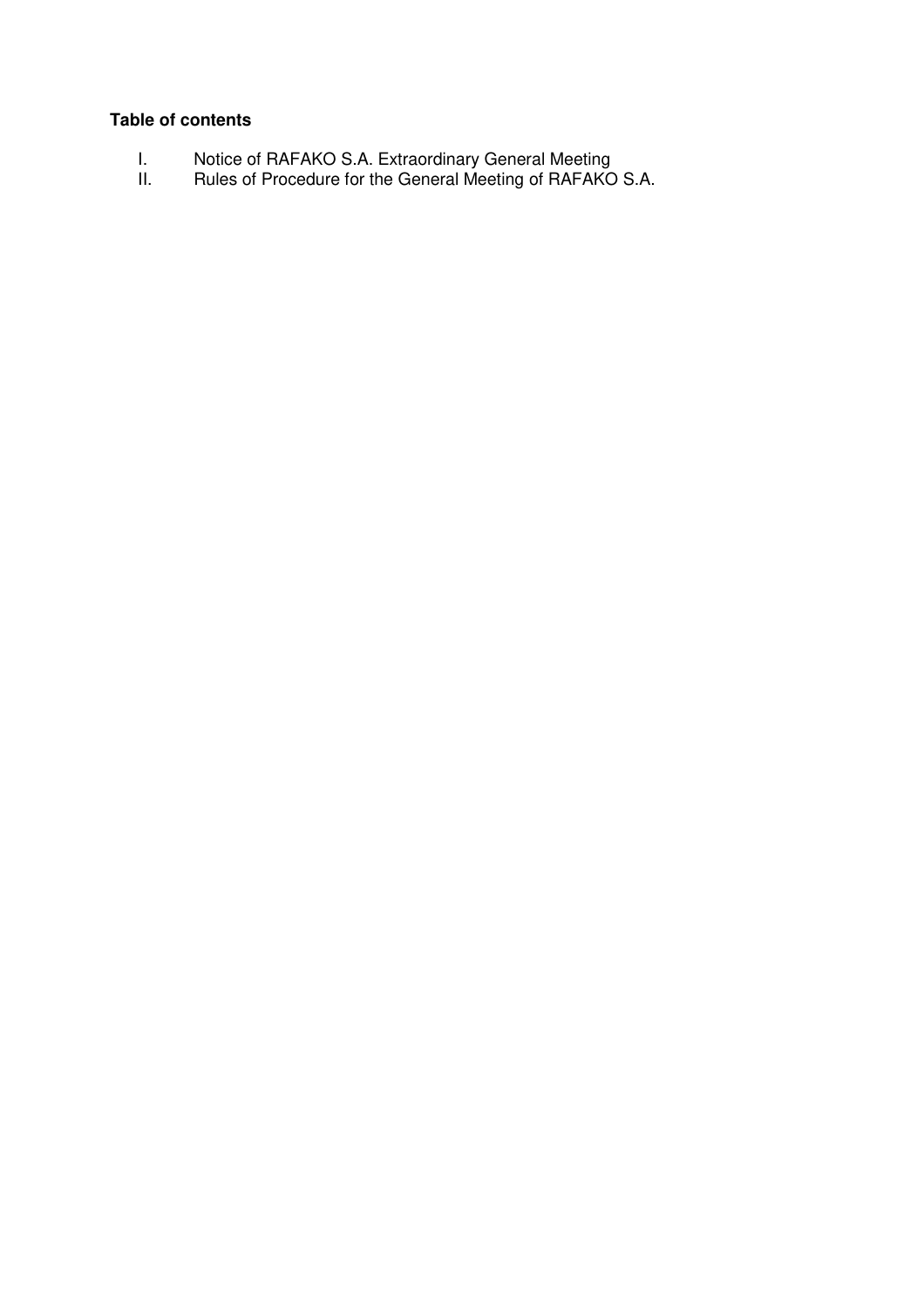**Table of contents**

I. Notice of RAFAKO S.A. Extraordinary General Meeting
II. Rules of Procedure for the General Meeting of RAFAKO S.A.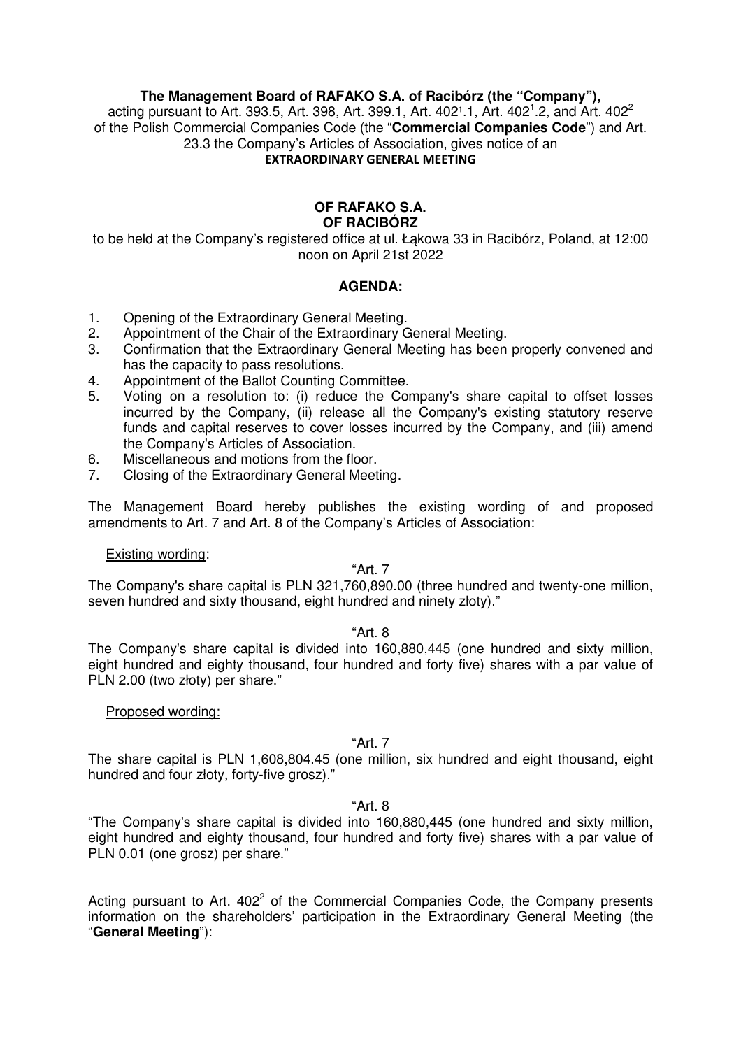**The Management Board of RAFAKO S.A. of Racibórz (the "Company"),**
acting pursuant to Art. 393.5, Art. 398, Art. 399.1, Art. 402[1].1, Art. 402[1].2, and Art. 402[2] of the Polish Commercial Companies Code (the "**Commercial Companies Code**") and Art. 23.3 the Company's Articles of Association, gives notice of an

**EXTRAORDINARY GENERAL MEETING**

**OF RAFAKO S.A.**
**OF RACIBÓRZ**

to be held at the Company's registered office at ul. Łąkowa 33 in Racibórz, Poland, at 12:00 noon on April 21st 2022

## AGENDA:

1. Opening of the Extraordinary General Meeting.
2. Appointment of the Chair of the Extraordinary General Meeting.
3. Confirmation that the Extraordinary General Meeting has been properly convened and has the capacity to pass resolutions.
4. Appointment of the Ballot Counting Committee.
5. Voting on a resolution to: (i) reduce the Company's share capital to offset losses incurred by the Company, (ii) release all the Company's existing statutory reserve funds and capital reserves to cover losses incurred by the Company, and (iii) amend the Company's Articles of Association.
6. Miscellaneous and motions from the floor.
7. Closing of the Extraordinary General Meeting.

The Management Board hereby publishes the existing wording of and proposed amendments to Art. 7 and Art. 8 of the Company's Articles of Association:

Existing wording:

"Art. 7

The Company's share capital is PLN 321,760,890.00 (three hundred and twenty-one million, seven hundred and sixty thousand, eight hundred and ninety złoty)."

"Art. 8

The Company's share capital is divided into 160,880,445 (one hundred and sixty million, eight hundred and eighty thousand, four hundred and forty five) shares with a par value of PLN 2.00 (two złoty) per share."

Proposed wording:

"Art. 7

The share capital is PLN 1,608,804.45 (one million, six hundred and eight thousand, eight hundred and four złoty, forty-five grosz)."

"Art. 8

"The Company's share capital is divided into 160,880,445 (one hundred and sixty million, eight hundred and eighty thousand, four hundred and forty five) shares with a par value of PLN 0.01 (one grosz) per share."

Acting pursuant to Art. 402[2] of the Commercial Companies Code, the Company presents information on the shareholders' participation in the Extraordinary General Meeting (the "**General Meeting**"):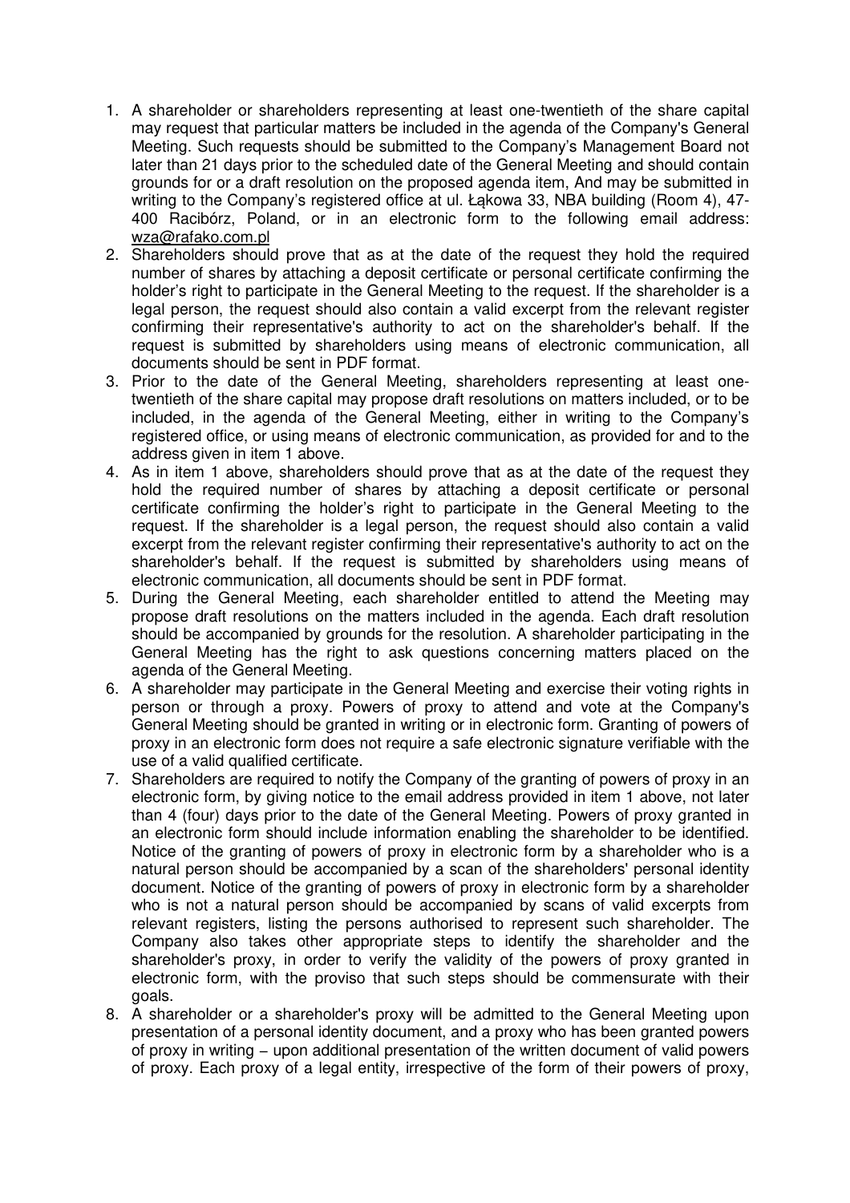1. A shareholder or shareholders representing at least one-twentieth of the share capital may request that particular matters be included in the agenda of the Company's General Meeting. Such requests should be submitted to the Company's Management Board not later than 21 days prior to the scheduled date of the General Meeting and should contain grounds for or a draft resolution on the proposed agenda item, And may be submitted in writing to the Company's registered office at ul. Łąkowa 33, NBA building (Room 4), 47-400 Racibórz, Poland, or in an electronic form to the following email address: wza@rafako.com.pl
2. Shareholders should prove that as at the date of the request they hold the required number of shares by attaching a deposit certificate or personal certificate confirming the holder's right to participate in the General Meeting to the request. If the shareholder is a legal person, the request should also contain a valid excerpt from the relevant register confirming their representative's authority to act on the shareholder's behalf. If the request is submitted by shareholders using means of electronic communication, all documents should be sent in PDF format.
3. Prior to the date of the General Meeting, shareholders representing at least one-twentieth of the share capital may propose draft resolutions on matters included, or to be included, in the agenda of the General Meeting, either in writing to the Company's registered office, or using means of electronic communication, as provided for and to the address given in item 1 above.
4. As in item 1 above, shareholders should prove that as at the date of the request they hold the required number of shares by attaching a deposit certificate or personal certificate confirming the holder's right to participate in the General Meeting to the request. If the shareholder is a legal person, the request should also contain a valid excerpt from the relevant register confirming their representative's authority to act on the shareholder's behalf. If the request is submitted by shareholders using means of electronic communication, all documents should be sent in PDF format.
5. During the General Meeting, each shareholder entitled to attend the Meeting may propose draft resolutions on the matters included in the agenda. Each draft resolution should be accompanied by grounds for the resolution. A shareholder participating in the General Meeting has the right to ask questions concerning matters placed on the agenda of the General Meeting.
6. A shareholder may participate in the General Meeting and exercise their voting rights in person or through a proxy. Powers of proxy to attend and vote at the Company's General Meeting should be granted in writing or in electronic form. Granting of powers of proxy in an electronic form does not require a safe electronic signature verifiable with the use of a valid qualified certificate.
7. Shareholders are required to notify the Company of the granting of powers of proxy in an electronic form, by giving notice to the email address provided in item 1 above, not later than 4 (four) days prior to the date of the General Meeting. Powers of proxy granted in an electronic form should include information enabling the shareholder to be identified. Notice of the granting of powers of proxy in electronic form by a shareholder who is a natural person should be accompanied by a scan of the shareholders' personal identity document. Notice of the granting of powers of proxy in electronic form by a shareholder who is not a natural person should be accompanied by scans of valid excerpts from relevant registers, listing the persons authorised to represent such shareholder. The Company also takes other appropriate steps to identify the shareholder and the shareholder's proxy, in order to verify the validity of the powers of proxy granted in electronic form, with the proviso that such steps should be commensurate with their goals.
8. A shareholder or a shareholder's proxy will be admitted to the General Meeting upon presentation of a personal identity document, and a proxy who has been granted powers of proxy in writing – upon additional presentation of the written document of valid powers of proxy. Each proxy of a legal entity, irrespective of the form of their powers of proxy,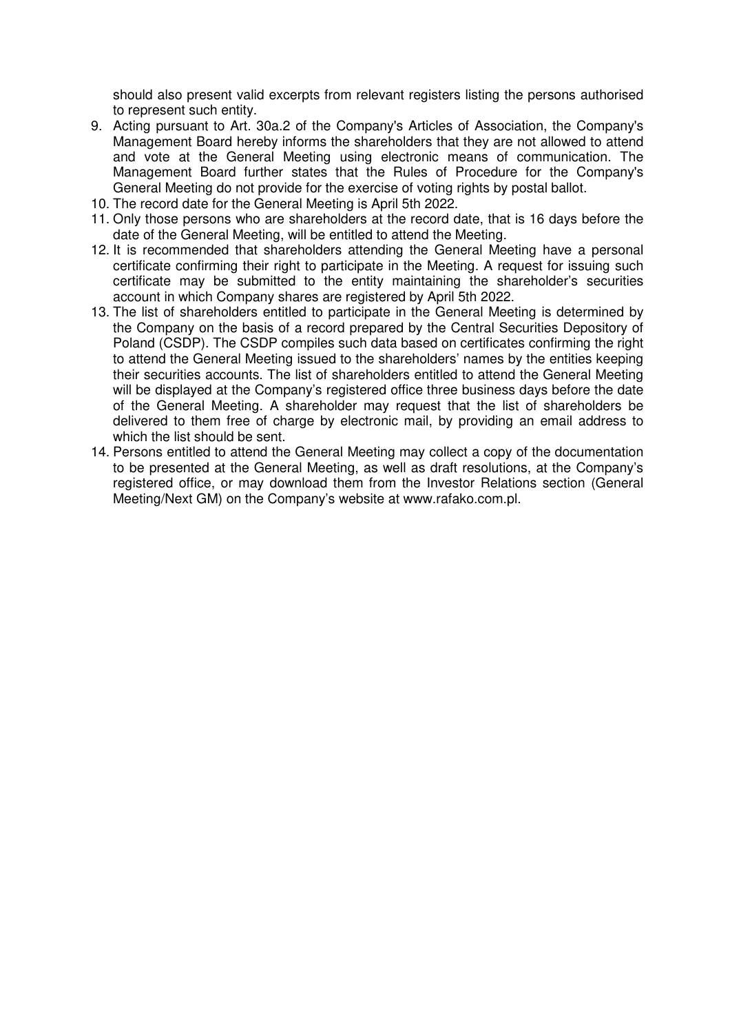should also present valid excerpts from relevant registers listing the persons authorised to represent such entity.

9. Acting pursuant to Art. 30a.2 of the Company's Articles of Association, the Company's Management Board hereby informs the shareholders that they are not allowed to attend and vote at the General Meeting using electronic means of communication. The Management Board further states that the Rules of Procedure for the Company's General Meeting do not provide for the exercise of voting rights by postal ballot.
10. The record date for the General Meeting is April 5th 2022.
11. Only those persons who are shareholders at the record date, that is 16 days before the date of the General Meeting, will be entitled to attend the Meeting.
12. It is recommended that shareholders attending the General Meeting have a personal certificate confirming their right to participate in the Meeting. A request for issuing such certificate may be submitted to the entity maintaining the shareholder's securities account in which Company shares are registered by April 5th 2022.
13. The list of shareholders entitled to participate in the General Meeting is determined by the Company on the basis of a record prepared by the Central Securities Depository of Poland (CSDP). The CSDP compiles such data based on certificates confirming the right to attend the General Meeting issued to the shareholders' names by the entities keeping their securities accounts. The list of shareholders entitled to attend the General Meeting will be displayed at the Company's registered office three business days before the date of the General Meeting. A shareholder may request that the list of shareholders be delivered to them free of charge by electronic mail, by providing an email address to which the list should be sent.
14. Persons entitled to attend the General Meeting may collect a copy of the documentation to be presented at the General Meeting, as well as draft resolutions, at the Company's registered office, or may download them from the Investor Relations section (General Meeting/Next GM) on the Company's website at www.rafako.com.pl.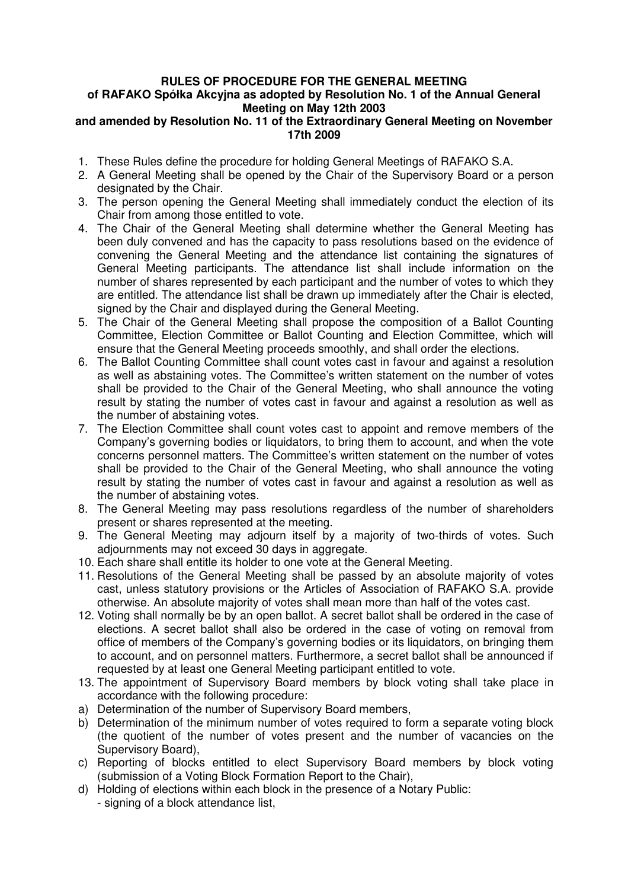**RULES OF PROCEDURE FOR THE GENERAL MEETING of RAFAKO Spółka Akcyjna as adopted by Resolution No. 1 of the Annual General Meeting on May 12th 2003 and amended by Resolution No. 11 of the Extraordinary General Meeting on November 17th 2009**

1. These Rules define the procedure for holding General Meetings of RAFAKO S.A.
2. A General Meeting shall be opened by the Chair of the Supervisory Board or a person designated by the Chair.
3. The person opening the General Meeting shall immediately conduct the election of its Chair from among those entitled to vote.
4. The Chair of the General Meeting shall determine whether the General Meeting has been duly convened and has the capacity to pass resolutions based on the evidence of convening the General Meeting and the attendance list containing the signatures of General Meeting participants. The attendance list shall include information on the number of shares represented by each participant and the number of votes to which they are entitled. The attendance list shall be drawn up immediately after the Chair is elected, signed by the Chair and displayed during the General Meeting.
5. The Chair of the General Meeting shall propose the composition of a Ballot Counting Committee, Election Committee or Ballot Counting and Election Committee, which will ensure that the General Meeting proceeds smoothly, and shall order the elections.
6. The Ballot Counting Committee shall count votes cast in favour and against a resolution as well as abstaining votes. The Committee's written statement on the number of votes shall be provided to the Chair of the General Meeting, who shall announce the voting result by stating the number of votes cast in favour and against a resolution as well as the number of abstaining votes.
7. The Election Committee shall count votes cast to appoint and remove members of the Company's governing bodies or liquidators, to bring them to account, and when the vote concerns personnel matters. The Committee's written statement on the number of votes shall be provided to the Chair of the General Meeting, who shall announce the voting result by stating the number of votes cast in favour and against a resolution as well as the number of abstaining votes.
8. The General Meeting may pass resolutions regardless of the number of shareholders present or shares represented at the meeting.
9. The General Meeting may adjourn itself by a majority of two-thirds of votes. Such adjournments may not exceed 30 days in aggregate.
10. Each share shall entitle its holder to one vote at the General Meeting.
11. Resolutions of the General Meeting shall be passed by an absolute majority of votes cast, unless statutory provisions or the Articles of Association of RAFAKO S.A. provide otherwise. An absolute majority of votes shall mean more than half of the votes cast.
12. Voting shall normally be by an open ballot. A secret ballot shall be ordered in the case of elections. A secret ballot shall also be ordered in the case of voting on removal from office of members of the Company's governing bodies or its liquidators, on bringing them to account, and on personnel matters. Furthermore, a secret ballot shall be announced if requested by at least one General Meeting participant entitled to vote.
13. The appointment of Supervisory Board members by block voting shall take place in accordance with the following procedure:

a) Determination of the number of Supervisory Board members,
b) Determination of the minimum number of votes required to form a separate voting block (the quotient of the number of votes present and the number of vacancies on the Supervisory Board),
c) Reporting of blocks entitled to elect Supervisory Board members by block voting (submission of a Voting Block Formation Report to the Chair),
d) Holding of elections within each block in the presence of a Notary Public:
   - signing of a block attendance list,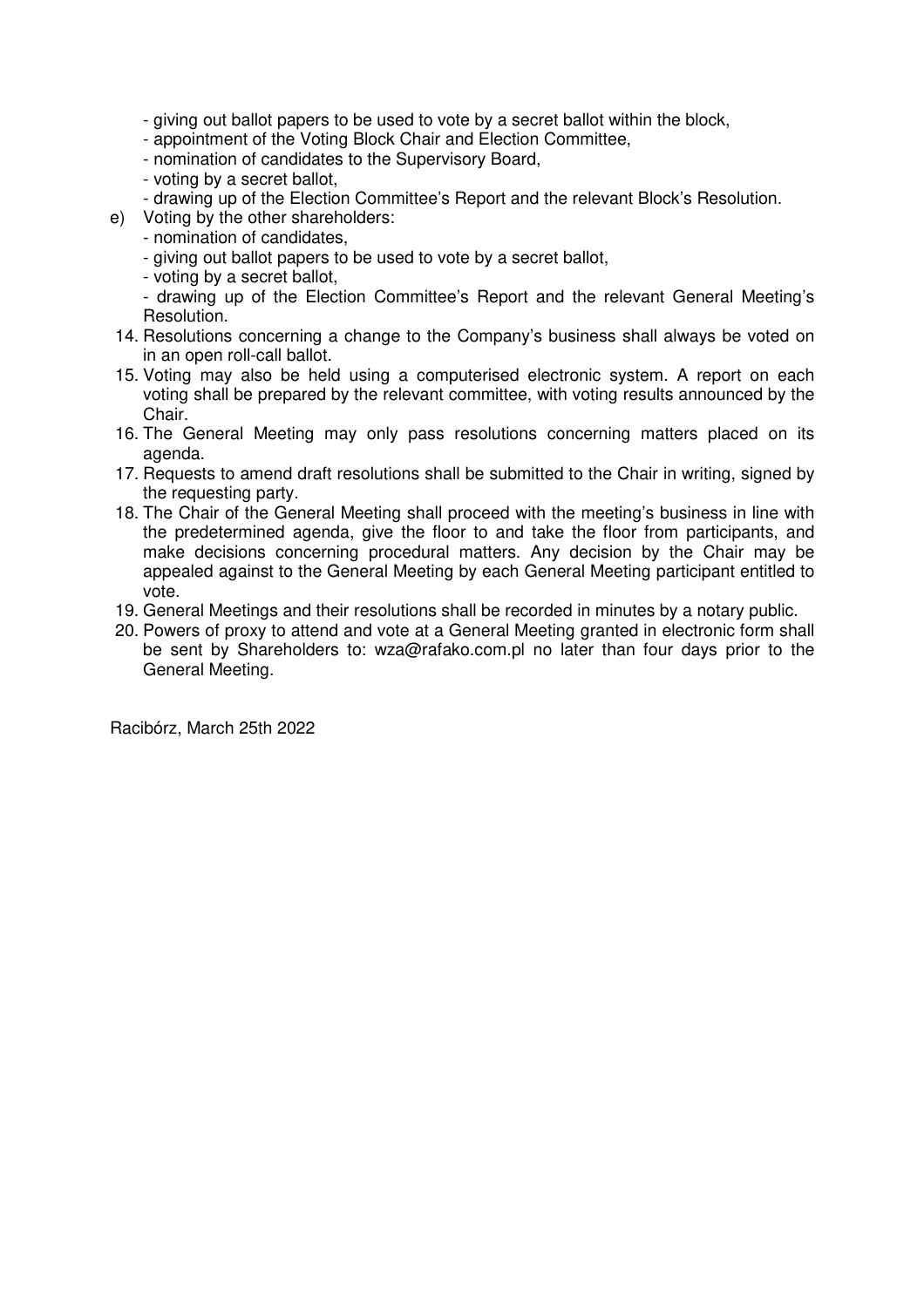- giving out ballot papers to be used to vote by a secret ballot within the block,
- appointment of the Voting Block Chair and Election Committee,
- nomination of candidates to the Supervisory Board,
- voting by a secret ballot,
- drawing up of the Election Committee's Report and the relevant Block's Resolution.

e) Voting by the other shareholders:
- nomination of candidates,
- giving out ballot papers to be used to vote by a secret ballot,
- voting by a secret ballot,
- drawing up of the Election Committee's Report and the relevant General Meeting's Resolution.

14. Resolutions concerning a change to the Company's business shall always be voted on in an open roll-call ballot.
15. Voting may also be held using a computerised electronic system. A report on each voting shall be prepared by the relevant committee, with voting results announced by the Chair.
16. The General Meeting may only pass resolutions concerning matters placed on its agenda.
17. Requests to amend draft resolutions shall be submitted to the Chair in writing, signed by the requesting party.
18. The Chair of the General Meeting shall proceed with the meeting's business in line with the predetermined agenda, give the floor to and take the floor from participants, and make decisions concerning procedural matters. Any decision by the Chair may be appealed against to the General Meeting by each General Meeting participant entitled to vote.
19. General Meetings and their resolutions shall be recorded in minutes by a notary public.
20. Powers of proxy to attend and vote at a General Meeting granted in electronic form shall be sent by Shareholders to: wza@rafako.com.pl no later than four days prior to the General Meeting.

Racibórz, March 25th 2022